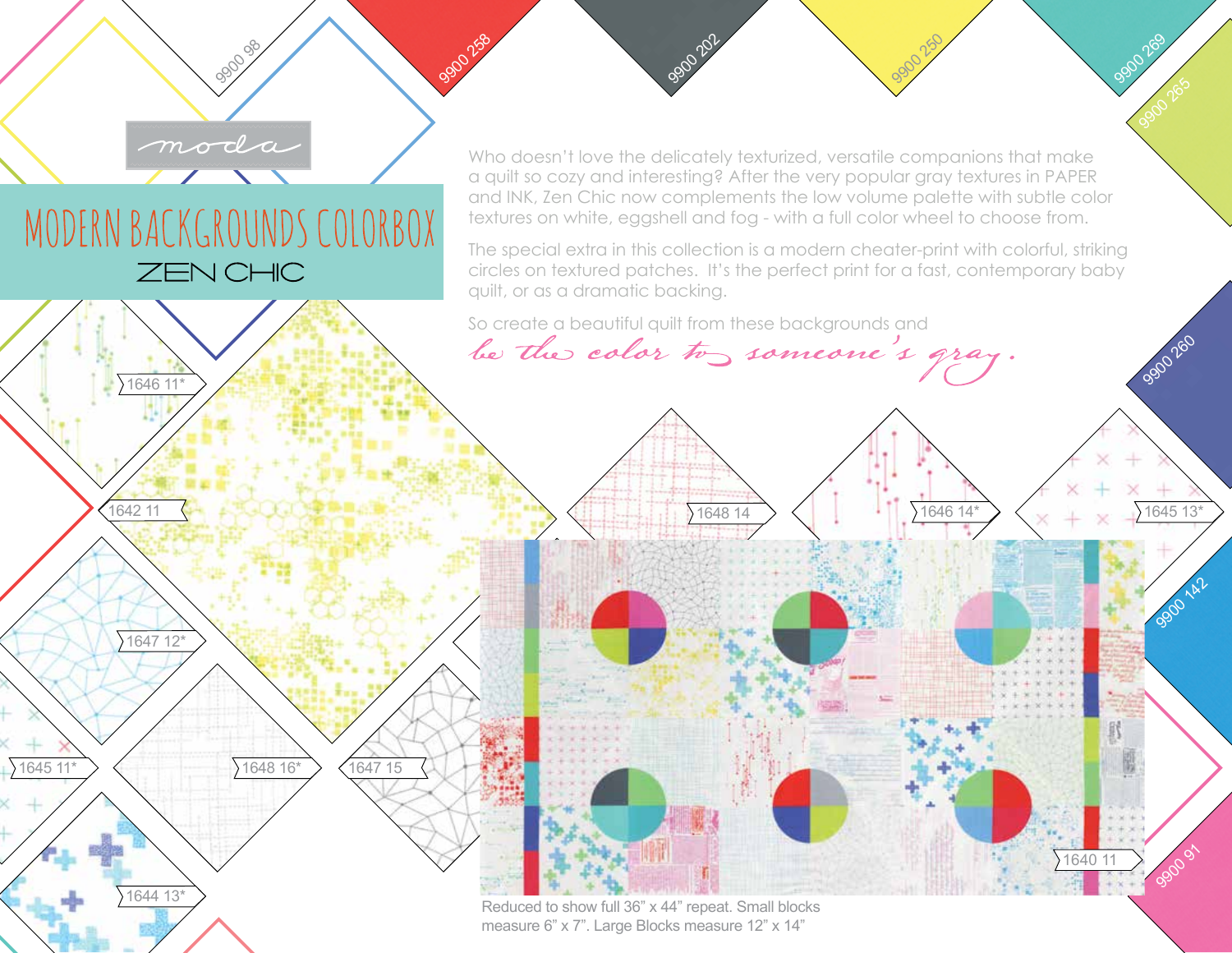moda

# MODERN BACKGROUNDS COLORBOX

## ZEN CHIC

Who doesn't love the delicately texturized, versatile companions that make a quilt so cozy and interesting? After the very popular gray textures in PAPER and INK, Zen Chic now complements the low volume palette with subtle color textures on white, eggshell and fog - with a full color wheel to choose from.

The special extra in this collection is a modern cheater-print with colorful, striking circles on textured patches. It's the perfect print for a fast, contemporary baby quilt, or as a dramatic backing.

So create a beautiful quilt from these backgrounds and

*be the color to someone's gray.*

9900 98

9900 258

9900 202

9900 250

9900 269

9900 265

9900 260

9900 142

9900 91

1646 11*

1642 11

1647 12*

1645 11*

1648 16*

1647 15

1644 13*

1648 14

1646 14*

1645 13*

1640 11

Reduced to show full 36" x 44" repeat. Small blocks measure 6" x 7". Large Blocks measure 12" x 14"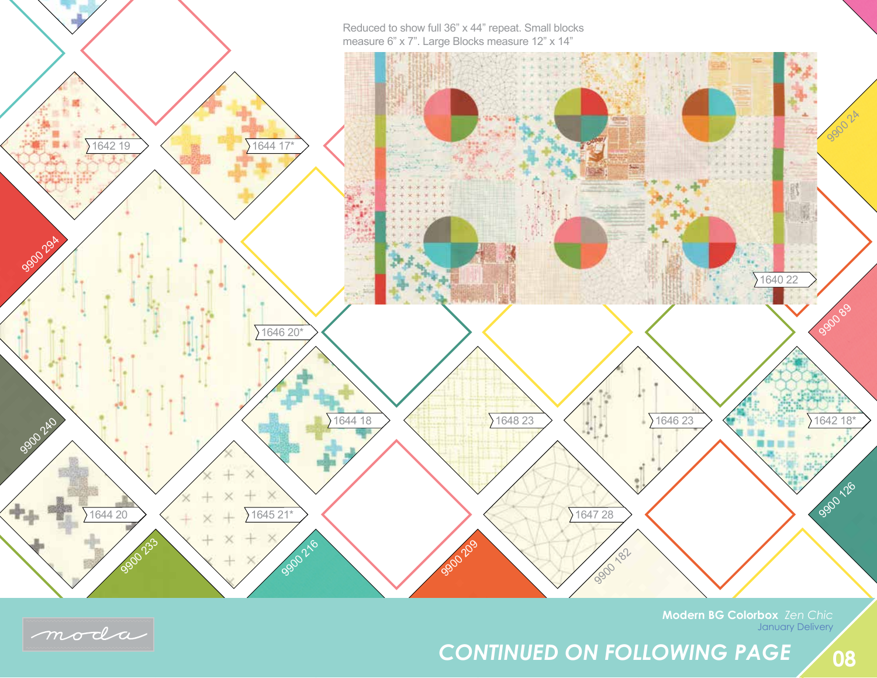Reduced to show full 36" x 44" repeat. Small blocks measure 6" x 7". Large Blocks measure 12" x 14"

1640 22

1642 19

1644 17*

1646 20*

1644 18

1648 23

1646 23

1642 18*

1644 20

1645 21*

1647 28

9900 294

9900 240

9900 233

9900 216

9900 209

9900 182

9900 126

9900 89

9900 24

moda

**Modern BG Colorbox** *Zen Chic*

January Delivery

*CONTINUED ON FOLLOWING PAGE*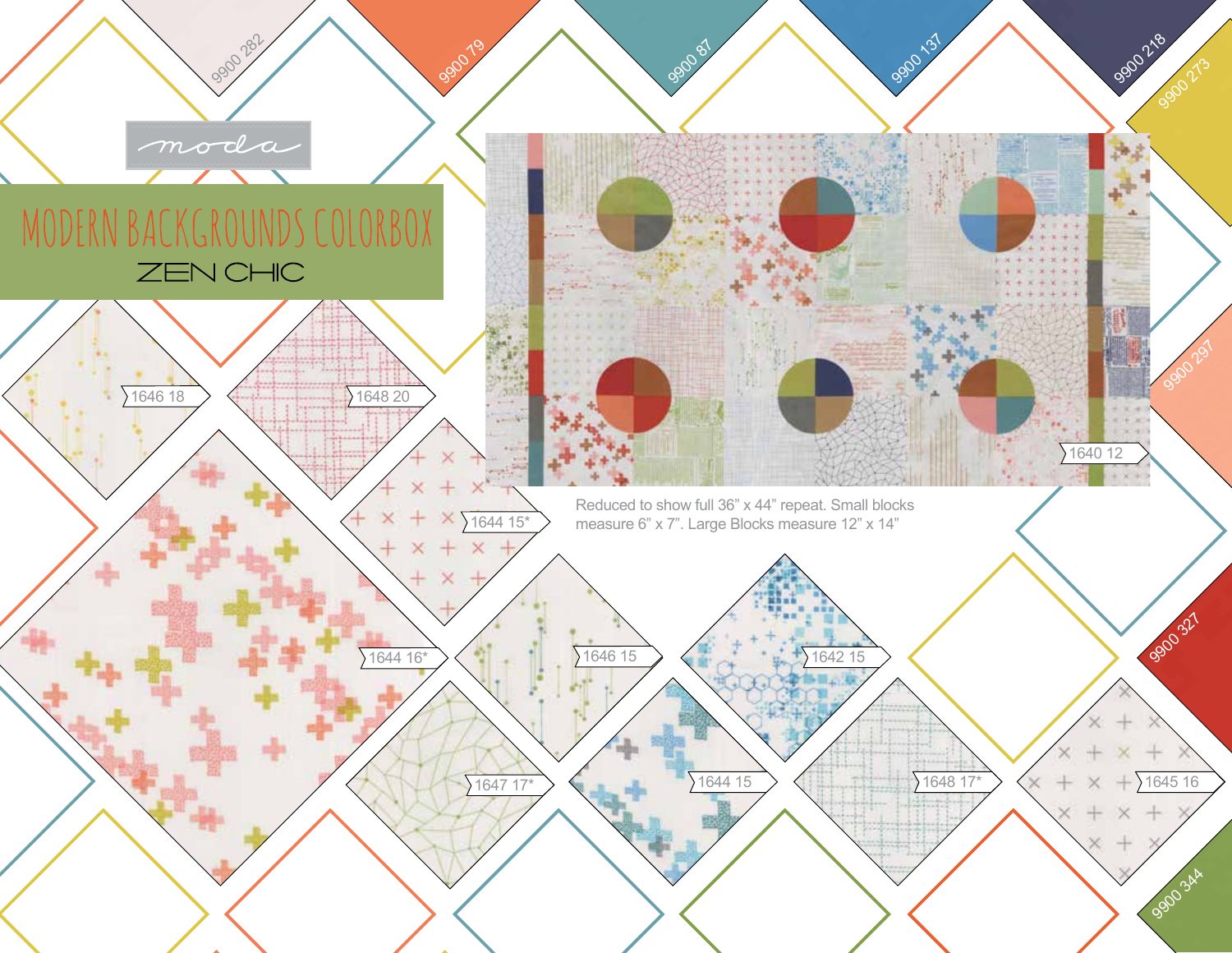moda

# MODERN BACKGROUNDS COLORBOX

## ZEN CHIC

9900 282

9900 79

9900 87

9900 137

9900 218

9900 273

9900 297

9900 327

9900 344

1646 18

1648 20

1644 15*

1644 16*

1646 15

1642 15

1640 12

1647 17*

1644 15

1648 17*

1645 16

Reduced to show full 36" x 44" repeat. Small blocks measure 6" x 7". Large Blocks measure 12" x 14"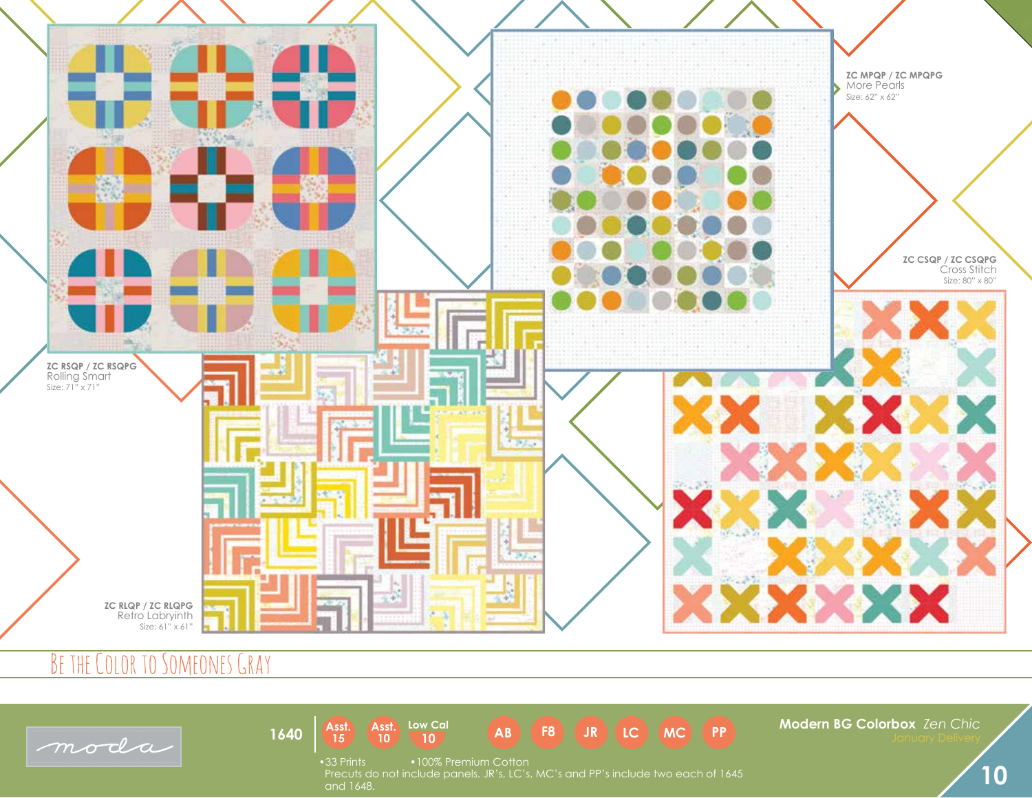ZC MPQP / ZC MPQPG
More Pearls
Size: 62" x 62"

ZC CSQP / ZC CSQPG
Cross Stitch
Size: 80" x 80"

ZC RSQP / ZC RSQPG
Rolling Smart
Size: 71" x 71"

ZC RLQP / ZC RLQPG
Retro Labryinth
Size: 61" x 61"

Be the Color to Someones Gray

moda

**1640** | Asst. 15 | Asst. 10 | Low Cal 10 | AB | F8 | JR | LC | MC | PP

•33 Prints •100% Premium Cotton
Precuts do not include panels. JR's, LC's, MC's and PP's include two each of 1645 and 1648.

**Modern BG Colorbox** *Zen Chic*
January Delivery